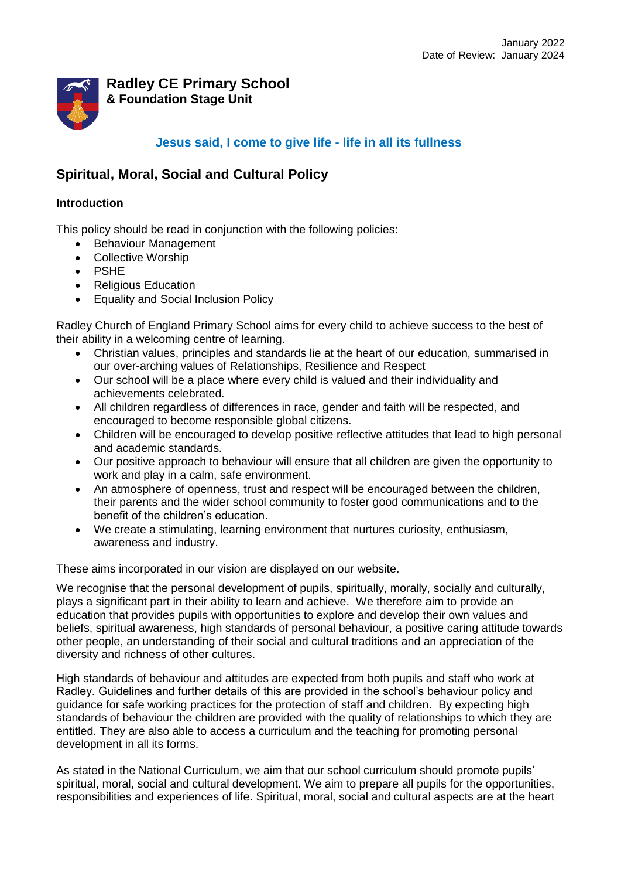January 2022
Date of Review: January 2024

**Radley CE Primary School**
**& Foundation Stage Unit**

**Jesus said, I come to give life - life in all its fullness**

## Spiritual, Moral, Social and Cultural Policy

### Introduction

This policy should be read in conjunction with the following policies:

- Behaviour Management
- Collective Worship
- PSHE
- Religious Education
- Equality and Social Inclusion Policy

Radley Church of England Primary School aims for every child to achieve success to the best of their ability in a welcoming centre of learning.

- Christian values, principles and standards lie at the heart of our education, summarised in our over-arching values of Relationships, Resilience and Respect
- Our school will be a place where every child is valued and their individuality and achievements celebrated.
- All children regardless of differences in race, gender and faith will be respected, and encouraged to become responsible global citizens.
- Children will be encouraged to develop positive reflective attitudes that lead to high personal and academic standards.
- Our positive approach to behaviour will ensure that all children are given the opportunity to work and play in a calm, safe environment.
- An atmosphere of openness, trust and respect will be encouraged between the children, their parents and the wider school community to foster good communications and to the benefit of the children's education.
- We create a stimulating, learning environment that nurtures curiosity, enthusiasm, awareness and industry.

These aims incorporated in our vision are displayed on our website.

We recognise that the personal development of pupils, spiritually, morally, socially and culturally, plays a significant part in their ability to learn and achieve. We therefore aim to provide an education that provides pupils with opportunities to explore and develop their own values and beliefs, spiritual awareness, high standards of personal behaviour, a positive caring attitude towards other people, an understanding of their social and cultural traditions and an appreciation of the diversity and richness of other cultures.

High standards of behaviour and attitudes are expected from both pupils and staff who work at Radley. Guidelines and further details of this are provided in the school's behaviour policy and guidance for safe working practices for the protection of staff and children. By expecting high standards of behaviour the children are provided with the quality of relationships to which they are entitled. They are also able to access a curriculum and the teaching for promoting personal development in all its forms.

As stated in the National Curriculum, we aim that our school curriculum should promote pupils' spiritual, moral, social and cultural development. We aim to prepare all pupils for the opportunities, responsibilities and experiences of life. Spiritual, moral, social and cultural aspects are at the heart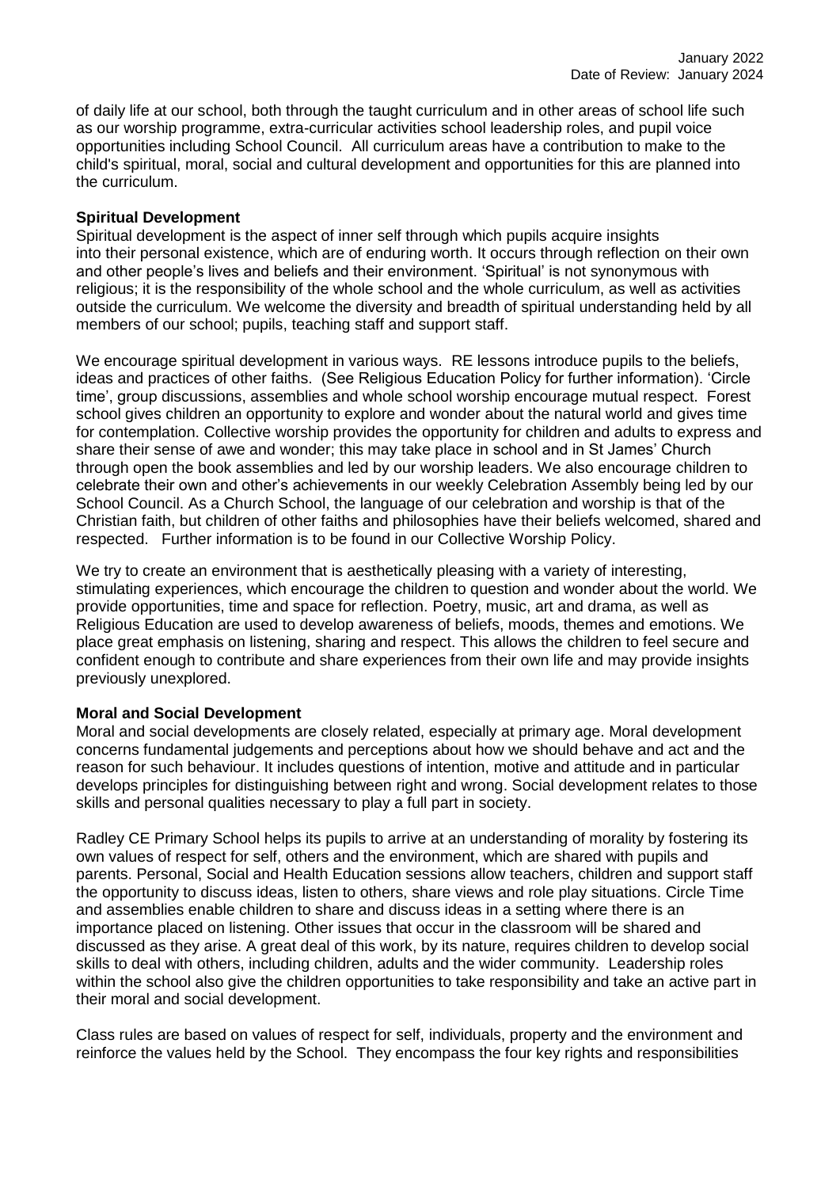of daily life at our school, both through the taught curriculum and in other areas of school life such as our worship programme, extra-curricular activities school leadership roles, and pupil voice opportunities including School Council. All curriculum areas have a contribution to make to the child's spiritual, moral, social and cultural development and opportunities for this are planned into the curriculum.

**Spiritual Development**

Spiritual development is the aspect of inner self through which pupils acquire insights into their personal existence, which are of enduring worth. It occurs through reflection on their own and other people's lives and beliefs and their environment. 'Spiritual' is not synonymous with religious; it is the responsibility of the whole school and the whole curriculum, as well as activities outside the curriculum. We welcome the diversity and breadth of spiritual understanding held by all members of our school; pupils, teaching staff and support staff.

We encourage spiritual development in various ways. RE lessons introduce pupils to the beliefs, ideas and practices of other faiths. (See Religious Education Policy for further information). 'Circle time', group discussions, assemblies and whole school worship encourage mutual respect. Forest school gives children an opportunity to explore and wonder about the natural world and gives time for contemplation. Collective worship provides the opportunity for children and adults to express and share their sense of awe and wonder; this may take place in school and in St James' Church through open the book assemblies and led by our worship leaders. We also encourage children to celebrate their own and other's achievements in our weekly Celebration Assembly being led by our School Council. As a Church School, the language of our celebration and worship is that of the Christian faith, but children of other faiths and philosophies have their beliefs welcomed, shared and respected. Further information is to be found in our Collective Worship Policy.

We try to create an environment that is aesthetically pleasing with a variety of interesting, stimulating experiences, which encourage the children to question and wonder about the world. We provide opportunities, time and space for reflection. Poetry, music, art and drama, as well as Religious Education are used to develop awareness of beliefs, moods, themes and emotions. We place great emphasis on listening, sharing and respect. This allows the children to feel secure and confident enough to contribute and share experiences from their own life and may provide insights previously unexplored.

**Moral and Social Development**

Moral and social developments are closely related, especially at primary age. Moral development concerns fundamental judgements and perceptions about how we should behave and act and the reason for such behaviour. It includes questions of intention, motive and attitude and in particular develops principles for distinguishing between right and wrong. Social development relates to those skills and personal qualities necessary to play a full part in society.

Radley CE Primary School helps its pupils to arrive at an understanding of morality by fostering its own values of respect for self, others and the environment, which are shared with pupils and parents. Personal, Social and Health Education sessions allow teachers, children and support staff the opportunity to discuss ideas, listen to others, share views and role play situations. Circle Time and assemblies enable children to share and discuss ideas in a setting where there is an importance placed on listening. Other issues that occur in the classroom will be shared and discussed as they arise. A great deal of this work, by its nature, requires children to develop social skills to deal with others, including children, adults and the wider community. Leadership roles within the school also give the children opportunities to take responsibility and take an active part in their moral and social development.

Class rules are based on values of respect for self, individuals, property and the environment and reinforce the values held by the School. They encompass the four key rights and responsibilities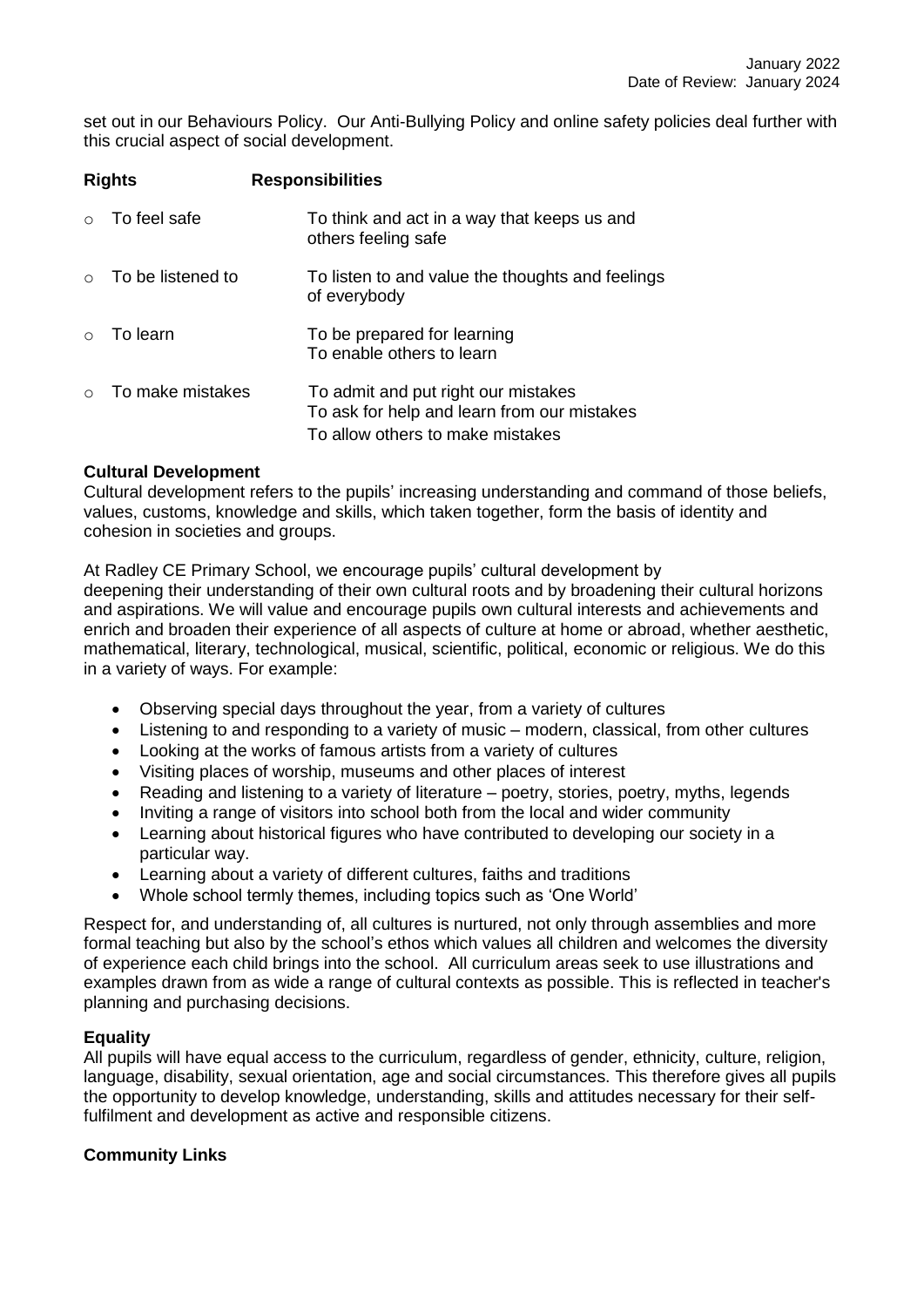set out in our Behaviours Policy. Our Anti-Bullying Policy and online safety policies deal further with this crucial aspect of social development.

| Rights | Responsibilities |
| --- | --- |
| To feel safe | To think and act in a way that keeps us and others feeling safe |
| To be listened to | To listen to and value the thoughts and feelings of everybody |
| To learn | To be prepared for learning<br>To enable others to learn |
| To make mistakes | To admit and put right our mistakes<br>To ask for help and learn from our mistakes<br>To allow others to make mistakes |

**Cultural Development**

Cultural development refers to the pupils' increasing understanding and command of those beliefs, values, customs, knowledge and skills, which taken together, form the basis of identity and cohesion in societies and groups.

At Radley CE Primary School, we encourage pupils' cultural development by deepening their understanding of their own cultural roots and by broadening their cultural horizons and aspirations. We will value and encourage pupils own cultural interests and achievements and enrich and broaden their experience of all aspects of culture at home or abroad, whether aesthetic, mathematical, literary, technological, musical, scientific, political, economic or religious. We do this in a variety of ways. For example:

- Observing special days throughout the year, from a variety of cultures
- Listening to and responding to a variety of music – modern, classical, from other cultures
- Looking at the works of famous artists from a variety of cultures
- Visiting places of worship, museums and other places of interest
- Reading and listening to a variety of literature – poetry, stories, poetry, myths, legends
- Inviting a range of visitors into school both from the local and wider community
- Learning about historical figures who have contributed to developing our society in a particular way.
- Learning about a variety of different cultures, faiths and traditions
- Whole school termly themes, including topics such as 'One World'

Respect for, and understanding of, all cultures is nurtured, not only through assemblies and more formal teaching but also by the school's ethos which values all children and welcomes the diversity of experience each child brings into the school. All curriculum areas seek to use illustrations and examples drawn from as wide a range of cultural contexts as possible. This is reflected in teacher's planning and purchasing decisions.

**Equality**

All pupils will have equal access to the curriculum, regardless of gender, ethnicity, culture, religion, language, disability, sexual orientation, age and social circumstances. This therefore gives all pupils the opportunity to develop knowledge, understanding, skills and attitudes necessary for their self-fulfilment and development as active and responsible citizens.

**Community Links**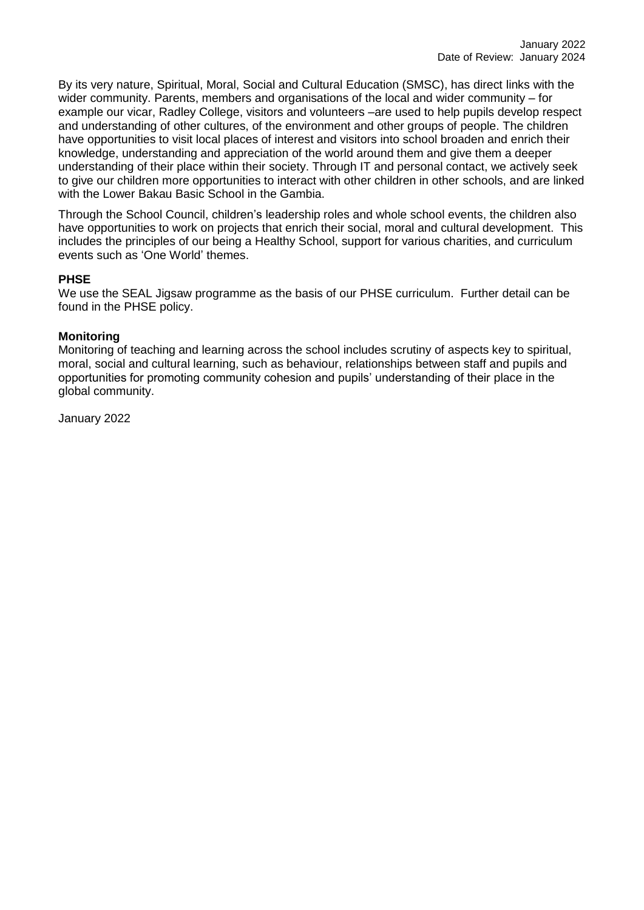By its very nature, Spiritual, Moral, Social and Cultural Education (SMSC), has direct links with the wider community. Parents, members and organisations of the local and wider community – for example our vicar, Radley College, visitors and volunteers –are used to help pupils develop respect and understanding of other cultures, of the environment and other groups of people. The children have opportunities to visit local places of interest and visitors into school broaden and enrich their knowledge, understanding and appreciation of the world around them and give them a deeper understanding of their place within their society. Through IT and personal contact, we actively seek to give our children more opportunities to interact with other children in other schools, and are linked with the Lower Bakau Basic School in the Gambia.

Through the School Council, children's leadership roles and whole school events, the children also have opportunities to work on projects that enrich their social, moral and cultural development. This includes the principles of our being a Healthy School, support for various charities, and curriculum events such as 'One World' themes.

**PHSE**

We use the SEAL Jigsaw programme as the basis of our PHSE curriculum. Further detail can be found in the PHSE policy.

**Monitoring**

Monitoring of teaching and learning across the school includes scrutiny of aspects key to spiritual, moral, social and cultural learning, such as behaviour, relationships between staff and pupils and opportunities for promoting community cohesion and pupils' understanding of their place in the global community.

January 2022